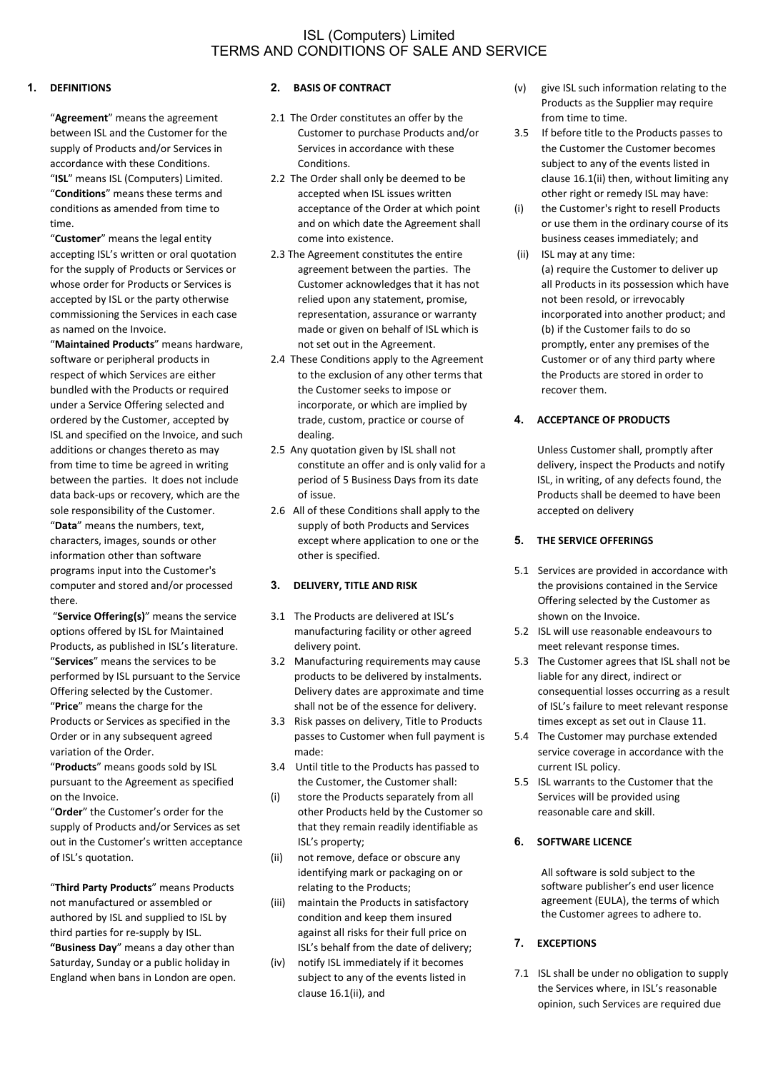# ISL (Computers) Limited
# TERMS AND CONDITIONS OF SALE AND SERVICE

## 1. DEFINITIONS

"**Agreement**" means the agreement between ISL and the Customer for the supply of Products and/or Services in accordance with these Conditions.

"**ISL**" means ISL (Computers) Limited.

"**Conditions**" means these terms and conditions as amended from time to time.

"**Customer**" means the legal entity accepting ISL's written or oral quotation for the supply of Products or Services or whose order for Products or Services is accepted by ISL or the party otherwise commissioning the Services in each case as named on the Invoice.

"**Maintained Products**" means hardware, software or peripheral products in respect of which Services are either bundled with the Products or required under a Service Offering selected and ordered by the Customer, accepted by ISL and specified on the Invoice, and such additions or changes thereto as may from time to time be agreed in writing between the parties. It does not include data back-ups or recovery, which are the sole responsibility of the Customer.

"**Data**" means the numbers, text, characters, images, sounds or other information other than software programs input into the Customer's computer and stored and/or processed there.

"**Service Offering(s)**" means the service options offered by ISL for Maintained Products, as published in ISL's literature.

"**Services**" means the services to be performed by ISL pursuant to the Service Offering selected by the Customer.

"**Price**" means the charge for the Products or Services as specified in the Order or in any subsequent agreed variation of the Order.

"**Products**" means goods sold by ISL pursuant to the Agreement as specified on the Invoice.

"**Order**" the Customer's order for the supply of Products and/or Services as set out in the Customer's written acceptance of ISL's quotation.

"**Third Party Products**" means Products not manufactured or assembled or authored by ISL and supplied to ISL by third parties for re-supply by ISL.

**"Business Day**" means a day other than Saturday, Sunday or a public holiday in England when bans in London are open.

## 2. BASIS OF CONTRACT

2.1 The Order constitutes an offer by the Customer to purchase Products and/or Services in accordance with these Conditions.

2.2 The Order shall only be deemed to be accepted when ISL issues written acceptance of the Order at which point and on which date the Agreement shall come into existence.

2.3 The Agreement constitutes the entire agreement between the parties. The Customer acknowledges that it has not relied upon any statement, promise, representation, assurance or warranty made or given on behalf of ISL which is not set out in the Agreement.

2.4 These Conditions apply to the Agreement to the exclusion of any other terms that the Customer seeks to impose or incorporate, or which are implied by trade, custom, practice or course of dealing.

2.5 Any quotation given by ISL shall not constitute an offer and is only valid for a period of 5 Business Days from its date of issue.

2.6 All of these Conditions shall apply to the supply of both Products and Services except where application to one or the other is specified.

## 3. DELIVERY, TITLE AND RISK

3.1 The Products are delivered at ISL's manufacturing facility or other agreed delivery point.

3.2 Manufacturing requirements may cause products to be delivered by instalments. Delivery dates are approximate and time shall not be of the essence for delivery.

3.3 Risk passes on delivery, Title to Products passes to Customer when full payment is made:

3.4 Until title to the Products has passed to the Customer, the Customer shall:

(i) store the Products separately from all other Products held by the Customer so that they remain readily identifiable as ISL's property;

(ii) not remove, deface or obscure any identifying mark or packaging on or relating to the Products;

(iii) maintain the Products in satisfactory condition and keep them insured against all risks for their full price on ISL's behalf from the date of delivery;

(iv) notify ISL immediately if it becomes subject to any of the events listed in clause 16.1(ii), and

(v) give ISL such information relating to the Products as the Supplier may require from time to time.

3.5 If before title to the Products passes to the Customer the Customer becomes subject to any of the events listed in clause 16.1(ii) then, without limiting any other right or remedy ISL may have:

(i) the Customer's right to resell Products or use them in the ordinary course of its business ceases immediately; and

(ii) ISL may at any time:
(a) require the Customer to deliver up all Products in its possession which have not been resold, or irrevocably incorporated into another product; and
(b) if the Customer fails to do so promptly, enter any premises of the Customer or of any third party where the Products are stored in order to recover them.

## 4. ACCEPTANCE OF PRODUCTS

Unless Customer shall, promptly after delivery, inspect the Products and notify ISL, in writing, of any defects found, the Products shall be deemed to have been accepted on delivery

## 5. THE SERVICE OFFERINGS

5.1 Services are provided in accordance with the provisions contained in the Service Offering selected by the Customer as shown on the Invoice.

5.2 ISL will use reasonable endeavours to meet relevant response times.

5.3 The Customer agrees that ISL shall not be liable for any direct, indirect or consequential losses occurring as a result of ISL's failure to meet relevant response times except as set out in Clause 11.

5.4 The Customer may purchase extended service coverage in accordance with the current ISL policy.

5.5 ISL warrants to the Customer that the Services will be provided using reasonable care and skill.

## 6. SOFTWARE LICENCE

All software is sold subject to the software publisher's end user licence agreement (EULA), the terms of which the Customer agrees to adhere to.

## 7. EXCEPTIONS

7.1 ISL shall be under no obligation to supply the Services where, in ISL's reasonable opinion, such Services are required due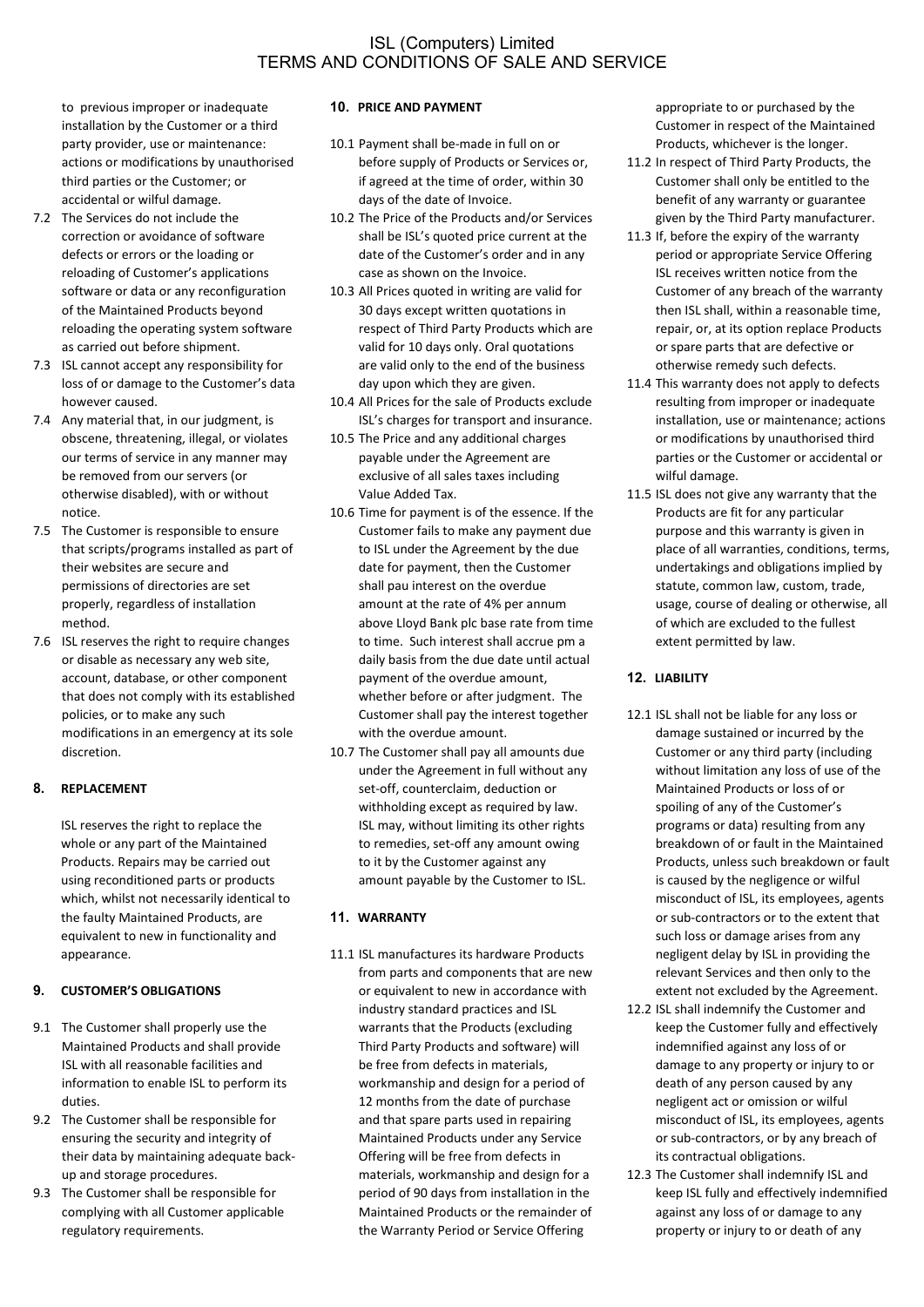to previous improper or inadequate installation by the Customer or a third party provider, use or maintenance: actions or modifications by unauthorised third parties or the Customer; or accidental or wilful damage.

7.2 The Services do not include the correction or avoidance of software defects or errors or the loading or reloading of Customer's applications software or data or any reconfiguration of the Maintained Products beyond reloading the operating system software as carried out before shipment.

7.3 ISL cannot accept any responsibility for loss of or damage to the Customer's data however caused.

7.4 Any material that, in our judgment, is obscene, threatening, illegal, or violates our terms of service in any manner may be removed from our servers (or otherwise disabled), with or without notice.

7.5 The Customer is responsible to ensure that scripts/programs installed as part of their websites are secure and permissions of directories are set properly, regardless of installation method.

7.6 ISL reserves the right to require changes or disable as necessary any web site, account, database, or other component that does not comply with its established policies, or to make any such modifications in an emergency at its sole discretion.

## 8. REPLACEMENT

ISL reserves the right to replace the whole or any part of the Maintained Products. Repairs may be carried out using reconditioned parts or products which, whilst not necessarily identical to the faulty Maintained Products, are equivalent to new in functionality and appearance.

## 9. CUSTOMER'S OBLIGATIONS

9.1 The Customer shall properly use the Maintained Products and shall provide ISL with all reasonable facilities and information to enable ISL to perform its duties.

9.2 The Customer shall be responsible for ensuring the security and integrity of their data by maintaining adequate back-up and storage procedures.

9.3 The Customer shall be responsible for complying with all Customer applicable regulatory requirements.

## 10. PRICE AND PAYMENT

10.1 Payment shall be-made in full on or before supply of Products or Services or, if agreed at the time of order, within 30 days of the date of Invoice.

10.2 The Price of the Products and/or Services shall be ISL's quoted price current at the date of the Customer's order and in any case as shown on the Invoice.

10.3 All Prices quoted in writing are valid for 30 days except written quotations in respect of Third Party Products which are valid for 10 days only. Oral quotations are valid only to the end of the business day upon which they are given.

10.4 All Prices for the sale of Products exclude ISL's charges for transport and insurance.

10.5 The Price and any additional charges payable under the Agreement are exclusive of all sales taxes including Value Added Tax.

10.6 Time for payment is of the essence. If the Customer fails to make any payment due to ISL under the Agreement by the due date for payment, then the Customer shall pau interest on the overdue amount at the rate of 4% per annum above Lloyd Bank plc base rate from time to time. Such interest shall accrue pm a daily basis from the due date until actual payment of the overdue amount, whether before or after judgment. The Customer shall pay the interest together with the overdue amount.

10.7 The Customer shall pay all amounts due under the Agreement in full without any set-off, counterclaim, deduction or withholding except as required by law. ISL may, without limiting its other rights to remedies, set-off any amount owing to it by the Customer against any amount payable by the Customer to ISL.

## 11. WARRANTY

11.1 ISL manufactures its hardware Products from parts and components that are new or equivalent to new in accordance with industry standard practices and ISL warrants that the Products (excluding Third Party Products and software) will be free from defects in materials, workmanship and design for a period of 12 months from the date of purchase and that spare parts used in repairing Maintained Products under any Service Offering will be free from defects in materials, workmanship and design for a period of 90 days from installation in the Maintained Products or the remainder of the Warranty Period or Service Offering appropriate to or purchased by the Customer in respect of the Maintained Products, whichever is the longer.

11.2 In respect of Third Party Products, the Customer shall only be entitled to the benefit of any warranty or guarantee given by the Third Party manufacturer.

11.3 If, before the expiry of the warranty period or appropriate Service Offering ISL receives written notice from the Customer of any breach of the warranty then ISL shall, within a reasonable time, repair, or, at its option replace Products or spare parts that are defective or otherwise remedy such defects.

11.4 This warranty does not apply to defects resulting from improper or inadequate installation, use or maintenance; actions or modifications by unauthorised third parties or the Customer or accidental or wilful damage.

11.5 ISL does not give any warranty that the Products are fit for any particular purpose and this warranty is given in place of all warranties, conditions, terms, undertakings and obligations implied by statute, common law, custom, trade, usage, course of dealing or otherwise, all of which are excluded to the fullest extent permitted by law.

## 12. LIABILITY

12.1 ISL shall not be liable for any loss or damage sustained or incurred by the Customer or any third party (including without limitation any loss of use of the Maintained Products or loss of or spoiling of any of the Customer's programs or data) resulting from any breakdown of or fault in the Maintained Products, unless such breakdown or fault is caused by the negligence or wilful misconduct of ISL, its employees, agents or sub-contractors or to the extent that such loss or damage arises from any negligent delay by ISL in providing the relevant Services and then only to the extent not excluded by the Agreement.

12.2 ISL shall indemnify the Customer and keep the Customer fully and effectively indemnified against any loss of or damage to any property or injury to or death of any person caused by any negligent act or omission or wilful misconduct of ISL, its employees, agents or sub-contractors, or by any breach of its contractual obligations.

12.3 The Customer shall indemnify ISL and keep ISL fully and effectively indemnified against any loss of or damage to any property or injury to or death of any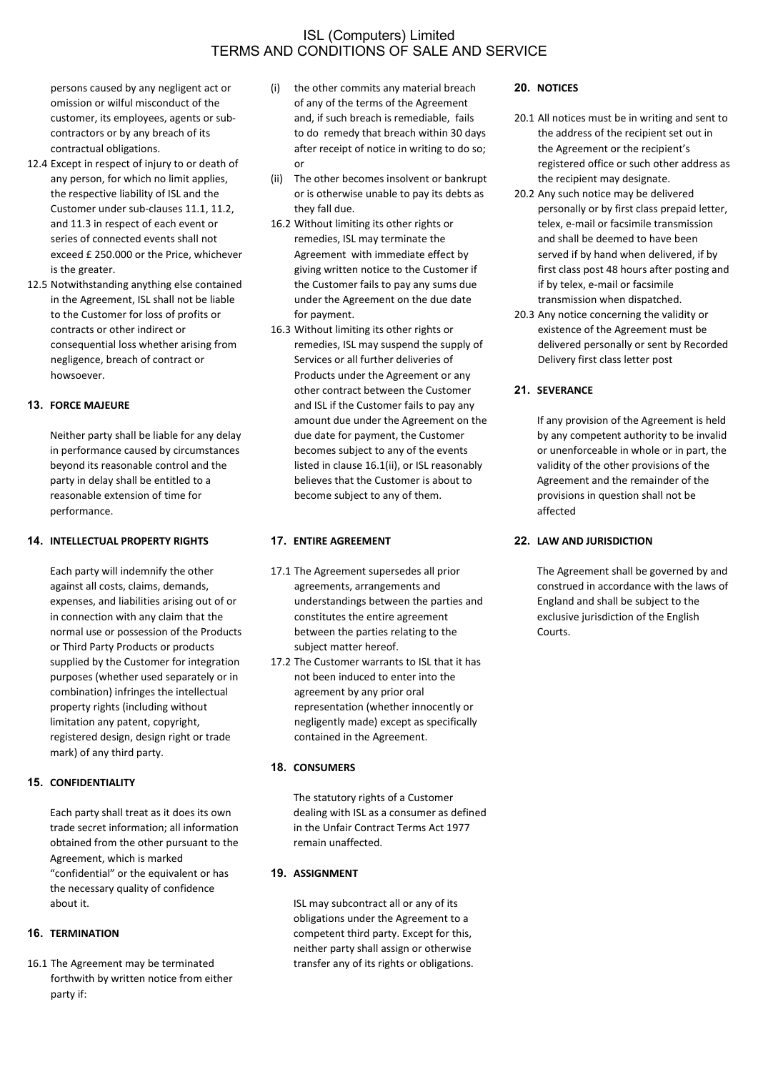persons caused by any negligent act or omission or wilful misconduct of the customer, its employees, agents or sub-contractors or by any breach of its contractual obligations.

12.4 Except in respect of injury to or death of any person, for which no limit applies, the respective liability of ISL and the Customer under sub-clauses 11.1, 11.2, and 11.3 in respect of each event or series of connected events shall not exceed £ 250.000 or the Price, whichever is the greater.

12.5 Notwithstanding anything else contained in the Agreement, ISL shall not be liable to the Customer for loss of profits or contracts or other indirect or consequential loss whether arising from negligence, breach of contract or howsoever.

## 13. FORCE MAJEURE

Neither party shall be liable for any delay in performance caused by circumstances beyond its reasonable control and the party in delay shall be entitled to a reasonable extension of time for performance.

## 14. INTELLECTUAL PROPERTY RIGHTS

Each party will indemnify the other against all costs, claims, demands, expenses, and liabilities arising out of or in connection with any claim that the normal use or possession of the Products or Third Party Products or products supplied by the Customer for integration purposes (whether used separately or in combination) infringes the intellectual property rights (including without limitation any patent, copyright, registered design, design right or trade mark) of any third party.

## 15. CONFIDENTIALITY

Each party shall treat as it does its own trade secret information; all information obtained from the other pursuant to the Agreement, which is marked "confidential" or the equivalent or has the necessary quality of confidence about it.

## 16. TERMINATION

16.1 The Agreement may be terminated forthwith by written notice from either party if:

(i) the other commits any material breach of any of the terms of the Agreement and, if such breach is remediable, fails to do remedy that breach within 30 days after receipt of notice in writing to do so; or

(ii) The other becomes insolvent or bankrupt or is otherwise unable to pay its debts as they fall due.

16.2 Without limiting its other rights or remedies, ISL may terminate the Agreement with immediate effect by giving written notice to the Customer if the Customer fails to pay any sums due under the Agreement on the due date for payment.

16.3 Without limiting its other rights or remedies, ISL may suspend the supply of Services or all further deliveries of Products under the Agreement or any other contract between the Customer and ISL if the Customer fails to pay any amount due under the Agreement on the due date for payment, the Customer becomes subject to any of the events listed in clause 16.1(ii), or ISL reasonably believes that the Customer is about to become subject to any of them.

## 17. ENTIRE AGREEMENT

17.1 The Agreement supersedes all prior agreements, arrangements and understandings between the parties and constitutes the entire agreement between the parties relating to the subject matter hereof.

17.2 The Customer warrants to ISL that it has not been induced to enter into the agreement by any prior oral representation (whether innocently or negligently made) except as specifically contained in the Agreement.

## 18. CONSUMERS

The statutory rights of a Customer dealing with ISL as a consumer as defined in the Unfair Contract Terms Act 1977 remain unaffected.

## 19. ASSIGNMENT

ISL may subcontract all or any of its obligations under the Agreement to a competent third party. Except for this, neither party shall assign or otherwise transfer any of its rights or obligations.

## 20. NOTICES

20.1 All notices must be in writing and sent to the address of the recipient set out in the Agreement or the recipient's registered office or such other address as the recipient may designate.

20.2 Any such notice may be delivered personally or by first class prepaid letter, telex, e-mail or facsimile transmission and shall be deemed to have been served if by hand when delivered, if by first class post 48 hours after posting and if by telex, e-mail or facsimile transmission when dispatched.

20.3 Any notice concerning the validity or existence of the Agreement must be delivered personally or sent by Recorded Delivery first class letter post

## 21. SEVERANCE

If any provision of the Agreement is held by any competent authority to be invalid or unenforceable in whole or in part, the validity of the other provisions of the Agreement and the remainder of the provisions in question shall not be affected

## 22. LAW AND JURISDICTION

The Agreement shall be governed by and construed in accordance with the laws of England and shall be subject to the exclusive jurisdiction of the English Courts.